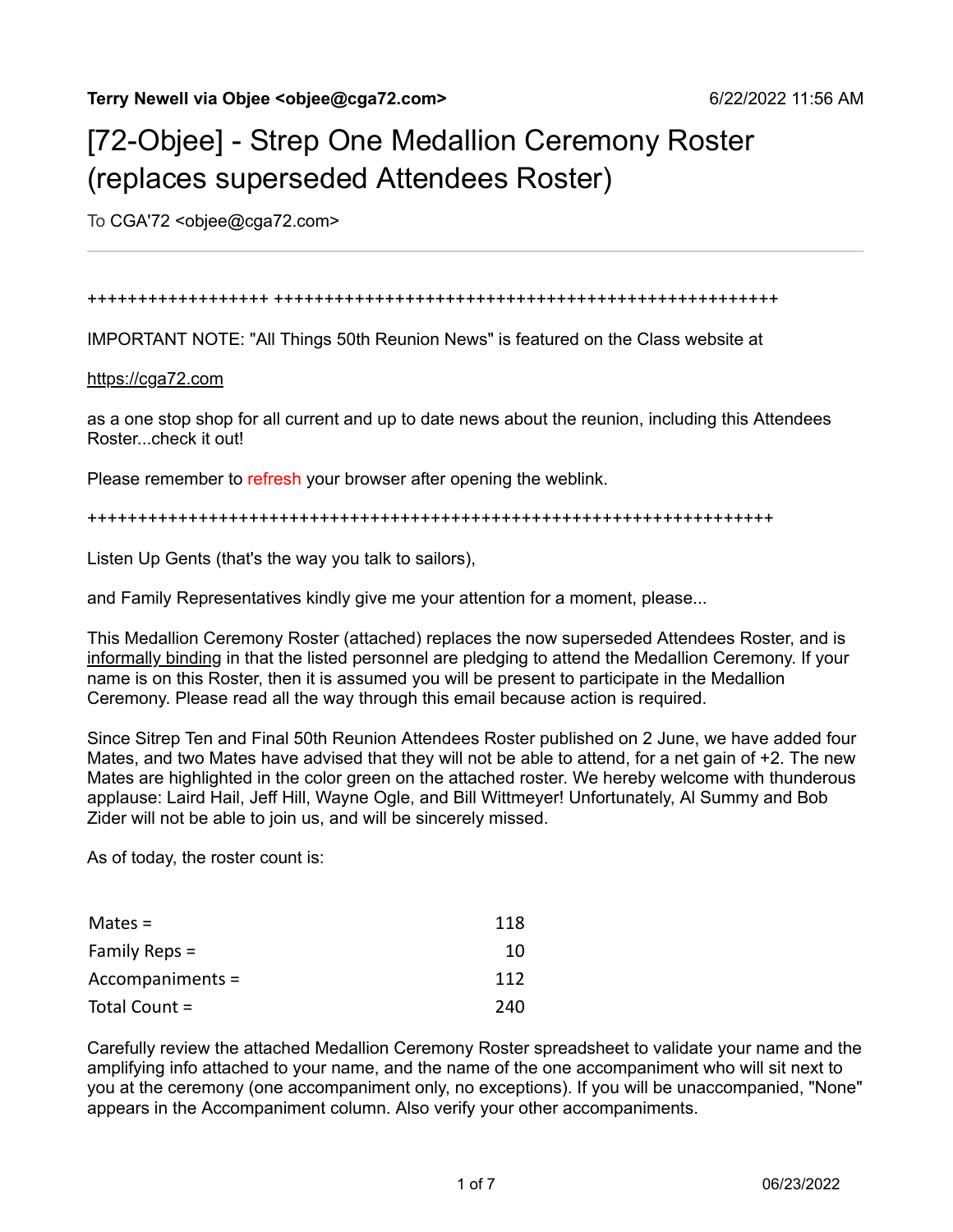**Terry Newell via Objee <objee@cga72.com>** 6/22/2022 11:56 AM

# [72-Objee] - Strep One Medallion Ceremony Roster (replaces superseded Attendees Roster)

To CGA'72 <objee@cga72.com>

++++++++++++++++++ ++++++++++++++++++++++++++++++++++++++++++++++++++++

IMPORTANT NOTE: "All Things 50th Reunion News" is featured on the Class website at

https://cga72.com

as a one stop shop for all current and up to date news about the reunion, including this Attendees Roster...check it out!

Please remember to refresh your browser after opening the weblink.

++++++++++++++++++++++++++++++++++++++++++++++++++++++++++++++++++++++

Listen Up Gents (that's the way you talk to sailors),

and Family Representatives kindly give me your attention for a moment, please...

This Medallion Ceremony Roster (attached) replaces the now superseded Attendees Roster, and is informally binding in that the listed personnel are pledging to attend the Medallion Ceremony. If your name is on this Roster, then it is assumed you will be present to participate in the Medallion Ceremony. Please read all the way through this email because action is required.

Since Sitrep Ten and Final 50th Reunion Attendees Roster published on 2 June, we have added four Mates, and two Mates have advised that they will not be able to attend, for a net gain of +2. The new Mates are highlighted in the color green on the attached roster. We hereby welcome with thunderous applause: Laird Hail, Jeff Hill, Wayne Ogle, and Bill Wittmeyer! Unfortunately, Al Summy and Bob Zider will not be able to join us, and will be sincerely missed.

As of today, the roster count is:

| | |
|---|---|
| Mates = | 118 |
| Family Reps = | 10 |
| Accompaniments = | 112 |
| Total Count = | 240 |

Carefully review the attached Medallion Ceremony Roster spreadsheet to validate your name and the amplifying info attached to your name, and the name of the one accompaniment who will sit next to you at the ceremony (one accompaniment only, no exceptions). If you will be unaccompanied, "None" appears in the Accompaniment column. Also verify your other accompaniments.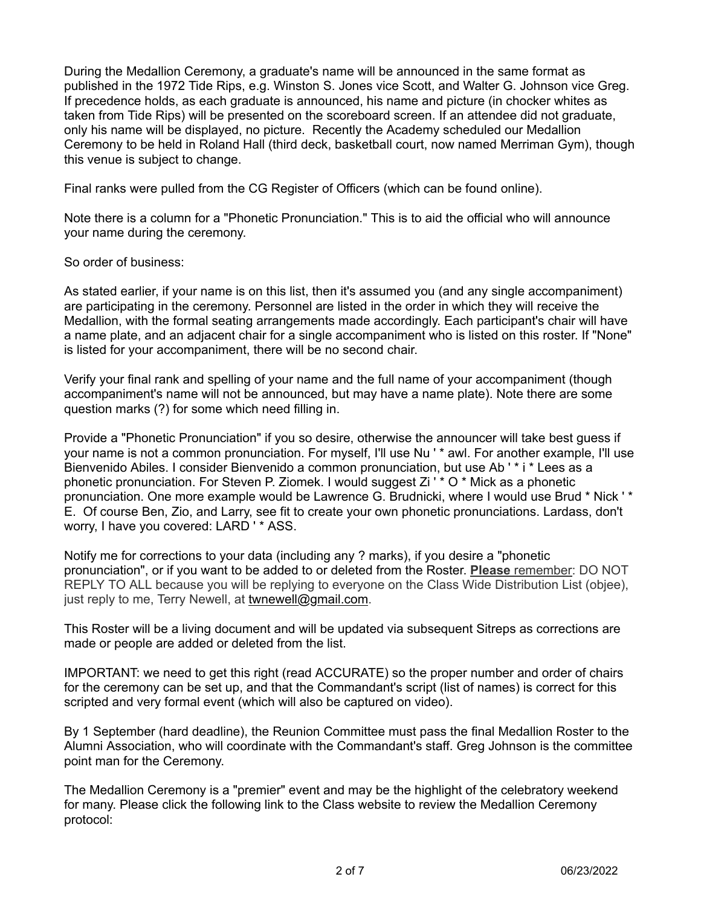During the Medallion Ceremony, a graduate's name will be announced in the same format as published in the 1972 Tide Rips, e.g. Winston S. Jones vice Scott, and Walter G. Johnson vice Greg. If precedence holds, as each graduate is announced, his name and picture (in chocker whites as taken from Tide Rips) will be presented on the scoreboard screen. If an attendee did not graduate, only his name will be displayed, no picture. Recently the Academy scheduled our Medallion Ceremony to be held in Roland Hall (third deck, basketball court, now named Merriman Gym), though this venue is subject to change.

Final ranks were pulled from the CG Register of Officers (which can be found online).

Note there is a column for a "Phonetic Pronunciation." This is to aid the official who will announce your name during the ceremony.

So order of business:

As stated earlier, if your name is on this list, then it's assumed you (and any single accompaniment) are participating in the ceremony. Personnel are listed in the order in which they will receive the Medallion, with the formal seating arrangements made accordingly. Each participant's chair will have a name plate, and an adjacent chair for a single accompaniment who is listed on this roster. If "None" is listed for your accompaniment, there will be no second chair.

Verify your final rank and spelling of your name and the full name of your accompaniment (though accompaniment's name will not be announced, but may have a name plate). Note there are some question marks (?) for some which need filling in.

Provide a "Phonetic Pronunciation" if you so desire, otherwise the announcer will take best guess if your name is not a common pronunciation. For myself, I'll use Nu ' * awl. For another example, I'll use Bienvenido Abiles. I consider Bienvenido a common pronunciation, but use Ab ' * i * Lees as a phonetic pronunciation. For Steven P. Ziomek. I would suggest Zi ' * O * Mick as a phonetic pronunciation. One more example would be Lawrence G. Brudnicki, where I would use Brud * Nick ' * E. Of course Ben, Zio, and Larry, see fit to create your own phonetic pronunciations. Lardass, don't worry, I have you covered: LARD ' * ASS.

Notify me for corrections to your data (including any ? marks), if you desire a "phonetic pronunciation", or if you want to be added to or deleted from the Roster. **Please** remember: DO NOT REPLY TO ALL because you will be replying to everyone on the Class Wide Distribution List (objee), just reply to me, Terry Newell, at twnewell@gmail.com.

This Roster will be a living document and will be updated via subsequent Sitreps as corrections are made or people are added or deleted from the list.

IMPORTANT: we need to get this right (read ACCURATE) so the proper number and order of chairs for the ceremony can be set up, and that the Commandant's script (list of names) is correct for this scripted and very formal event (which will also be captured on video).

By 1 September (hard deadline), the Reunion Committee must pass the final Medallion Roster to the Alumni Association, who will coordinate with the Commandant's staff. Greg Johnson is the committee point man for the Ceremony.

The Medallion Ceremony is a "premier" event and may be the highlight of the celebratory weekend for many. Please click the following link to the Class website to review the Medallion Ceremony protocol: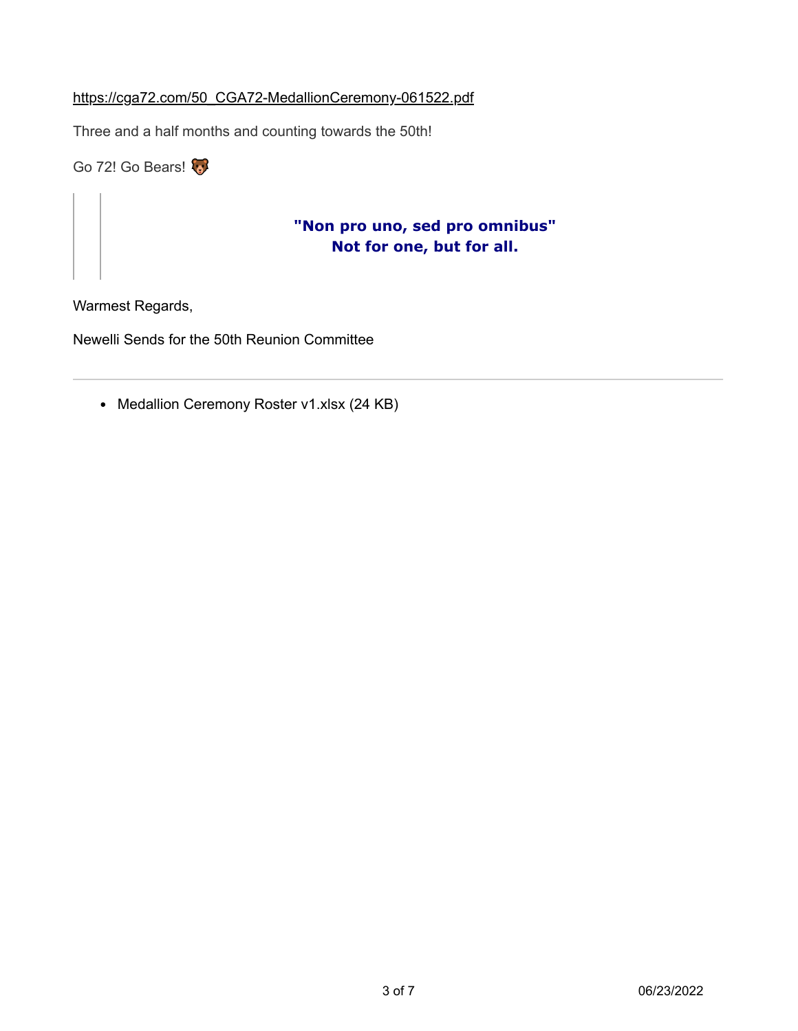https://cga72.com/50_CGA72-MedallionCeremony-061522.pdf

Three and a half months and counting towards the 50th!

Go 72! Go Bears! 🐻

> **"Non pro uno, sed pro omnibus"**
> **Not for one, but for all.**

Warmest Regards,

Newelli Sends for the 50th Reunion Committee

---

- Medallion Ceremony Roster v1.xlsx (24 KB)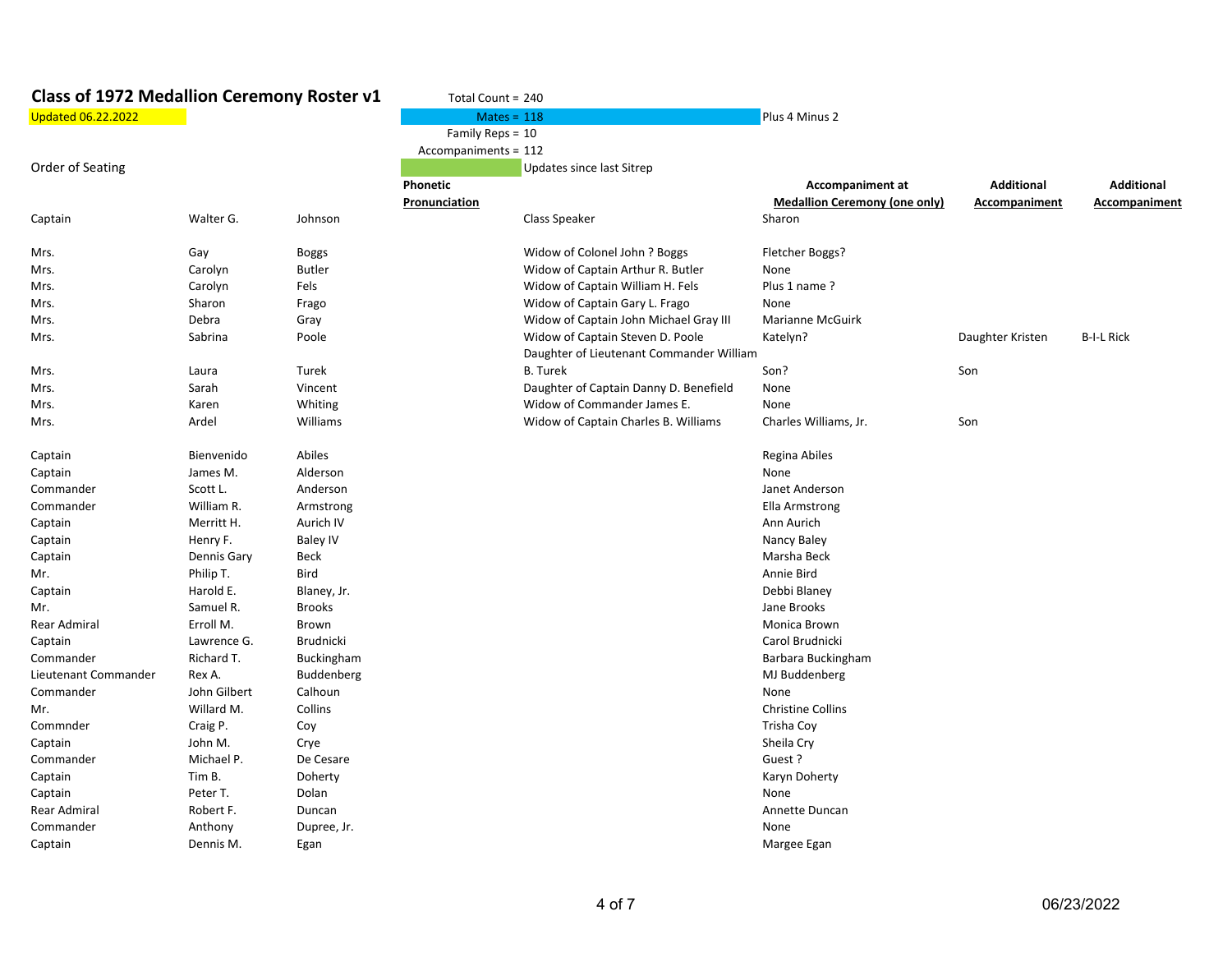## Class of 1972 Medallion Ceremony Roster v1

Updated 06.22.2022

| | |
|---|---|
| Total Count = | 240 |
| Mates = | 118 |
| Family Reps = | 10 |
| Accompaniments = | 112 |

Plus 4 Minus 2

Updates since last Sitrep

Order of Seating

| | | | Phonetic Pronunciation | | Accompaniment at Medallion Ceremony (one only) | Additional Accompaniment | Additional Accompaniment |
|---|---|---|---|---|---|---|---|
| Captain | Walter G. | Johnson | | Class Speaker | Sharon | | |
| | | | | | | | |
| Mrs. | Gay | Boggs | | Widow of Colonel John ? Boggs | Fletcher Boggs? | | |
| Mrs. | Carolyn | Butler | | Widow of Captain Arthur R. Butler | None | | |
| Mrs. | Carolyn | Fels | | Widow of Captain William H. Fels | Plus 1 name ? | | |
| Mrs. | Sharon | Frago | | Widow of Captain Gary L. Frago | None | | |
| Mrs. | Debra | Gray | | Widow of Captain John Michael Gray III | Marianne McGuirk | | |
| Mrs. | Sabrina | Poole | | Widow of Captain Steven D. Poole | Katelyn? | Daughter Kristen | B-I-L Rick |
| Mrs. | Laura | Turek | | Daughter of Lieutenant Commander William B. Turek | Son? | Son | |
| Mrs. | Sarah | Vincent | | Daughter of Captain Danny D. Benefield | None | | |
| Mrs. | Karen | Whiting | | Widow of Commander James E. | None | | |
| Mrs. | Ardel | Williams | | Widow of Captain Charles B. Williams | Charles Williams, Jr. | Son | |
| | | | | | | | |
| Captain | Bienvenido | Abiles | | | Regina Abiles | | |
| Captain | James M. | Alderson | | | None | | |
| Commander | Scott L. | Anderson | | | Janet Anderson | | |
| Commander | William R. | Armstrong | | | Ella Armstrong | | |
| Captain | Merritt H. | Aurich IV | | | Ann Aurich | | |
| Captain | Henry F. | Baley IV | | | Nancy Baley | | |
| Captain | Dennis Gary | Beck | | | Marsha Beck | | |
| Mr. | Philip T. | Bird | | | Annie Bird | | |
| Captain | Harold E. | Blaney, Jr. | | | Debbi Blaney | | |
| Mr. | Samuel R. | Brooks | | | Jane Brooks | | |
| Rear Admiral | Erroll M. | Brown | | | Monica Brown | | |
| Captain | Lawrence G. | Brudnicki | | | Carol Brudnicki | | |
| Commander | Richard T. | Buckingham | | | Barbara Buckingham | | |
| Lieutenant Commander | Rex A. | Buddenberg | | | MJ Buddenberg | | |
| Commander | John Gilbert | Calhoun | | | None | | |
| Mr. | Willard M. | Collins | | | Christine Collins | | |
| Commnder | Craig P. | Coy | | | Trisha Coy | | |
| Captain | John M. | Crye | | | Sheila Cry | | |
| Commander | Michael P. | De Cesare | | | Guest ? | | |
| Captain | Tim B. | Doherty | | | Karyn Doherty | | |
| Captain | Peter T. | Dolan | | | None | | |
| Rear Admiral | Robert F. | Duncan | | | Annette Duncan | | |
| Commander | Anthony | Dupree, Jr. | | | None | | |
| Captain | Dennis M. | Egan | | | Margee Egan | | |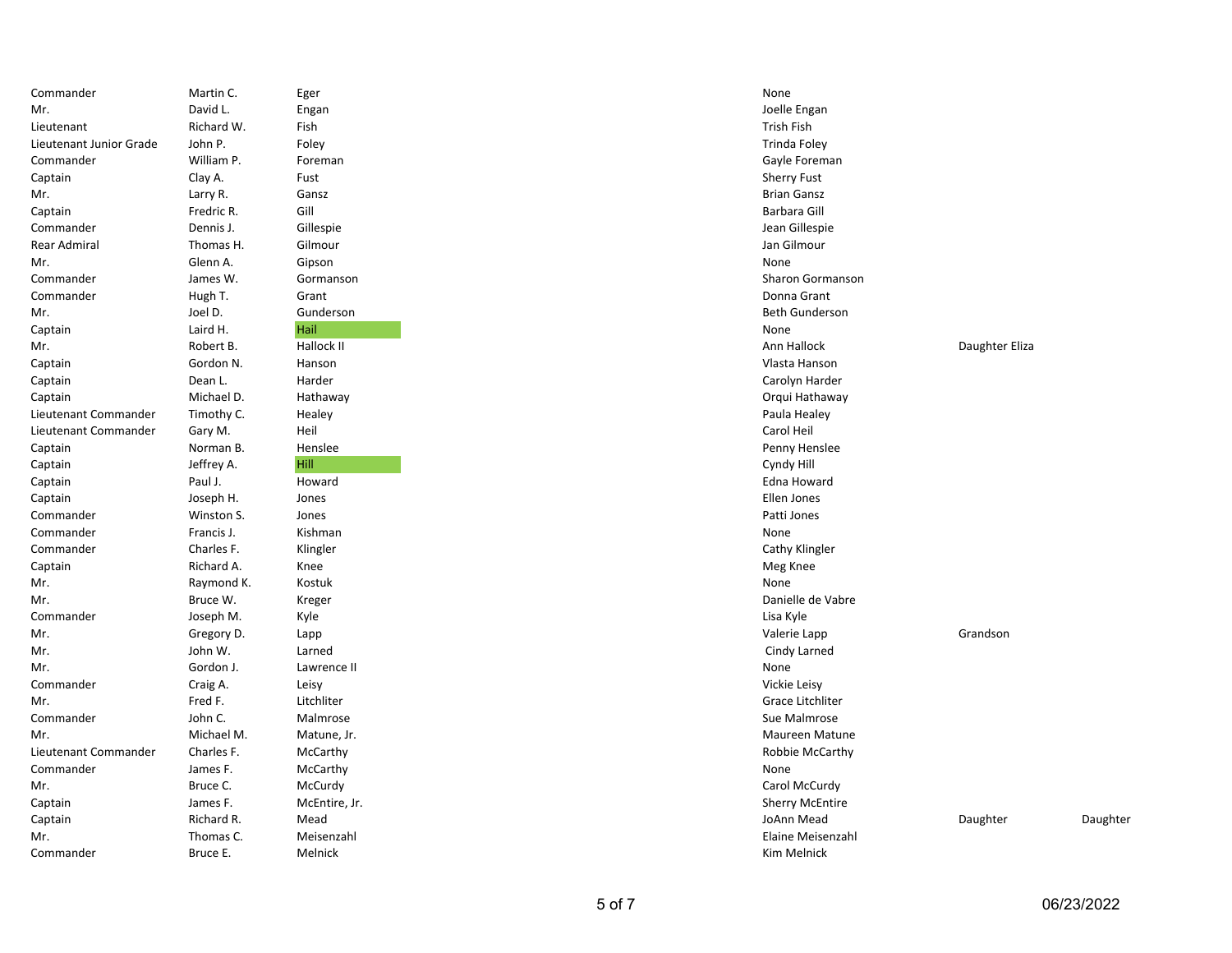| | | | | | |
|---|---|---|---|---|---|
| Commander | Martin C. | Eger | None | | |
| Mr. | David L. | Engan | Joelle Engan | | |
| Lieutenant | Richard W. | Fish | Trish Fish | | |
| Lieutenant Junior Grade | John P. | Foley | Trinda Foley | | |
| Commander | William P. | Foreman | Gayle Foreman | | |
| Captain | Clay A. | Fust | Sherry Fust | | |
| Mr. | Larry R. | Gansz | Brian Gansz | | |
| Captain | Fredric R. | Gill | Barbara Gill | | |
| Commander | Dennis J. | Gillespie | Jean Gillespie | | |
| Rear Admiral | Thomas H. | Gilmour | Jan Gilmour | | |
| Mr. | Glenn A. | Gipson | None | | |
| Commander | James W. | Gormanson | Sharon Gormanson | | |
| Commander | Hugh T. | Grant | Donna Grant | | |
| Mr. | Joel D. | Gunderson | Beth Gunderson | | |
| Captain | Laird H. | Hail | None | | |
| Mr. | Robert B. | Hallock II | Ann Hallock | Daughter Eliza | |
| Captain | Gordon N. | Hanson | Vlasta Hanson | | |
| Captain | Dean L. | Harder | Carolyn Harder | | |
| Captain | Michael D. | Hathaway | Orqui Hathaway | | |
| Lieutenant Commander | Timothy C. | Healey | Paula Healey | | |
| Lieutenant Commander | Gary M. | Heil | Carol Heil | | |
| Captain | Norman B. | Henslee | Penny Henslee | | |
| Captain | Jeffrey A. | Hill | Cyndy Hill | | |
| Captain | Paul J. | Howard | Edna Howard | | |
| Captain | Joseph H. | Jones | Ellen Jones | | |
| Commander | Winston S. | Jones | Patti Jones | | |
| Commander | Francis J. | Kishman | None | | |
| Commander | Charles F. | Klingler | Cathy Klingler | | |
| Captain | Richard A. | Knee | Meg Knee | | |
| Mr. | Raymond K. | Kostuk | None | | |
| Mr. | Bruce W. | Kreger | Danielle de Vabre | | |
| Commander | Joseph M. | Kyle | Lisa Kyle | | |
| Mr. | Gregory D. | Lapp | Valerie Lapp | Grandson | |
| Mr. | John W. | Larned | Cindy Larned | | |
| Mr. | Gordon J. | Lawrence II | None | | |
| Commander | Craig A. | Leisy | Vickie Leisy | | |
| Mr. | Fred F. | Litchliter | Grace Litchliter | | |
| Commander | John C. | Malmrose | Sue Malmrose | | |
| Mr. | Michael M. | Matune, Jr. | Maureen Matune | | |
| Lieutenant Commander | Charles F. | McCarthy | Robbie McCarthy | | |
| Commander | James F. | McCarthy | None | | |
| Mr. | Bruce C. | McCurdy | Carol McCurdy | | |
| Captain | James F. | McEntire, Jr. | Sherry McEntire | | |
| Captain | Richard R. | Mead | JoAnn Mead | Daughter | Daughter |
| Mr. | Thomas C. | Meisenzahl | Elaine Meisenzahl | | |
| Commander | Bruce E. | Melnick | Kim Melnick | | |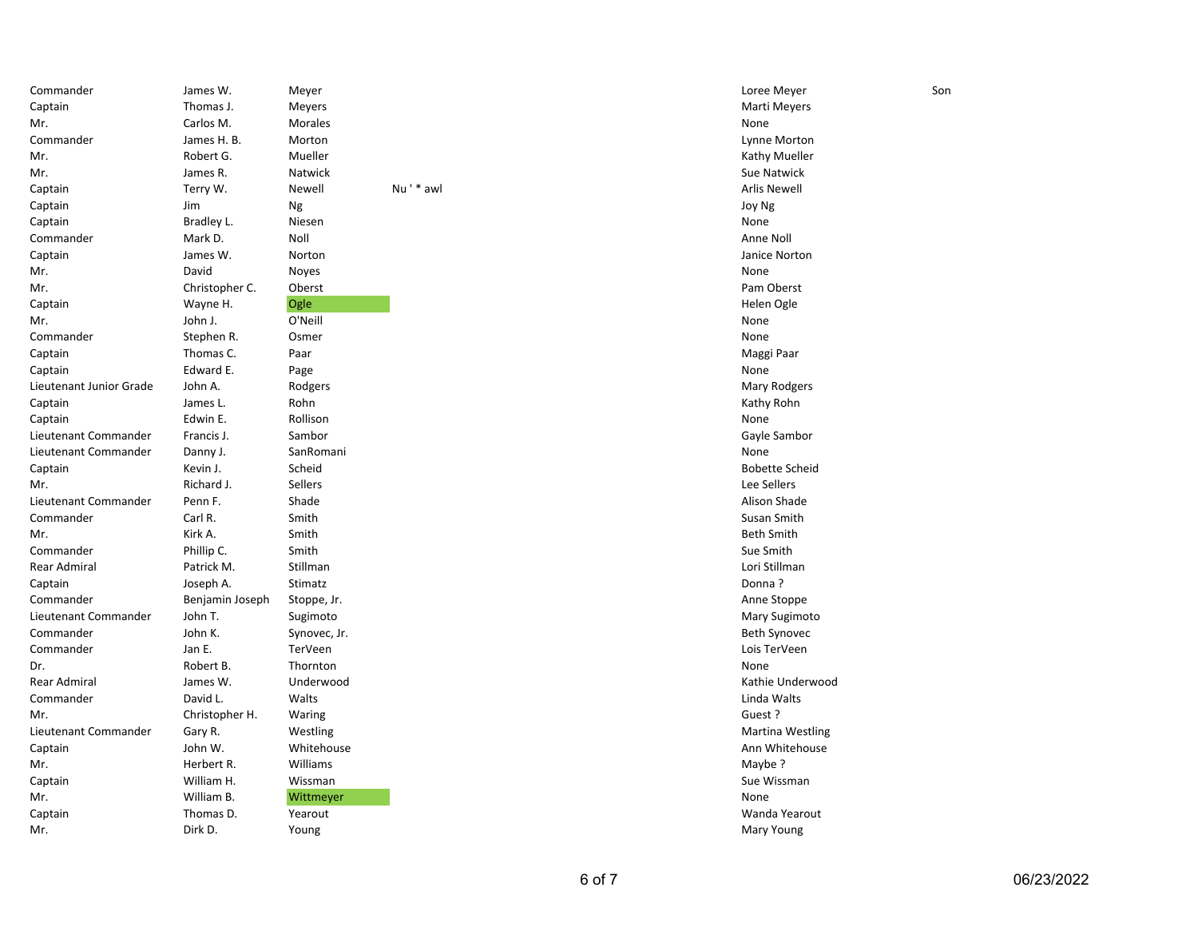| | | | | | |
|---|---|---|---|---|---|
| Commander | James W. | Meyer | | Loree Meyer | Son |
| Captain | Thomas J. | Meyers | | Marti Meyers | |
| Mr. | Carlos M. | Morales | | None | |
| Commander | James H. B. | Morton | | Lynne Morton | |
| Mr. | Robert G. | Mueller | | Kathy Mueller | |
| Mr. | James R. | Natwick | | Sue Natwick | |
| Captain | Terry W. | Newell | Nu ' * awl | Arlis Newell | |
| Captain | Jim | Ng | | Joy Ng | |
| Captain | Bradley L. | Niesen | | None | |
| Commander | Mark D. | Noll | | Anne Noll | |
| Captain | James W. | Norton | | Janice Norton | |
| Mr. | David | Noyes | | None | |
| Mr. | Christopher C. | Oberst | | Pam Oberst | |
| Captain | Wayne H. | Ogle | | Helen Ogle | |
| Mr. | John J. | O'Neill | | None | |
| Commander | Stephen R. | Osmer | | None | |
| Captain | Thomas C. | Paar | | Maggi Paar | |
| Captain | Edward E. | Page | | None | |
| Lieutenant Junior Grade | John A. | Rodgers | | Mary Rodgers | |
| Captain | James L. | Rohn | | Kathy Rohn | |
| Captain | Edwin E. | Rollison | | None | |
| Lieutenant Commander | Francis J. | Sambor | | Gayle Sambor | |
| Lieutenant Commander | Danny J. | SanRomani | | None | |
| Captain | Kevin J. | Scheid | | Bobette Scheid | |
| Mr. | Richard J. | Sellers | | Lee Sellers | |
| Lieutenant Commander | Penn F. | Shade | | Alison Shade | |
| Commander | Carl R. | Smith | | Susan Smith | |
| Mr. | Kirk A. | Smith | | Beth Smith | |
| Commander | Phillip C. | Smith | | Sue Smith | |
| Rear Admiral | Patrick M. | Stillman | | Lori Stillman | |
| Captain | Joseph A. | Stimatz | | Donna ? | |
| Commander | Benjamin Joseph | Stoppe, Jr. | | Anne Stoppe | |
| Lieutenant Commander | John T. | Sugimoto | | Mary Sugimoto | |
| Commander | John K. | Synovec, Jr. | | Beth Synovec | |
| Commander | Jan E. | TerVeen | | Lois TerVeen | |
| Dr. | Robert B. | Thornton | | None | |
| Rear Admiral | James W. | Underwood | | Kathie Underwood | |
| Commander | David L. | Walts | | Linda Walts | |
| Mr. | Christopher H. | Waring | | Guest ? | |
| Lieutenant Commander | Gary R. | Westling | | Martina Westling | |
| Captain | John W. | Whitehouse | | Ann Whitehouse | |
| Mr. | Herbert R. | Williams | | Maybe ? | |
| Captain | William H. | Wissman | | Sue Wissman | |
| Mr. | William B. | Wittmeyer | | None | |
| Captain | Thomas D. | Yearout | | Wanda Yearout | |
| Mr. | Dirk D. | Young | | Mary Young | |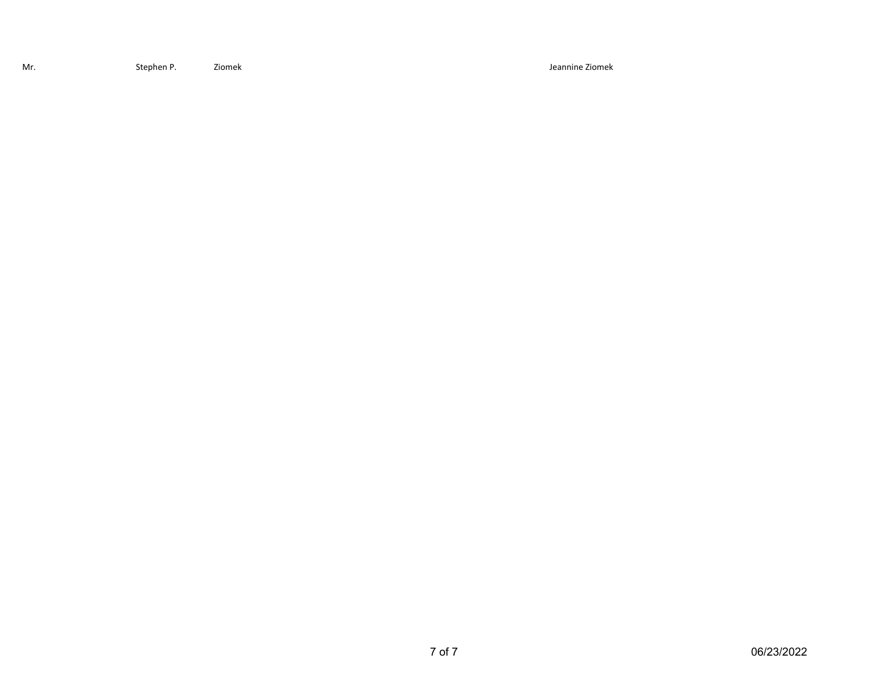| | | | |
|---|---|---|---|
| Mr. | Stephen P. | Ziomek | Jeannine Ziomek |